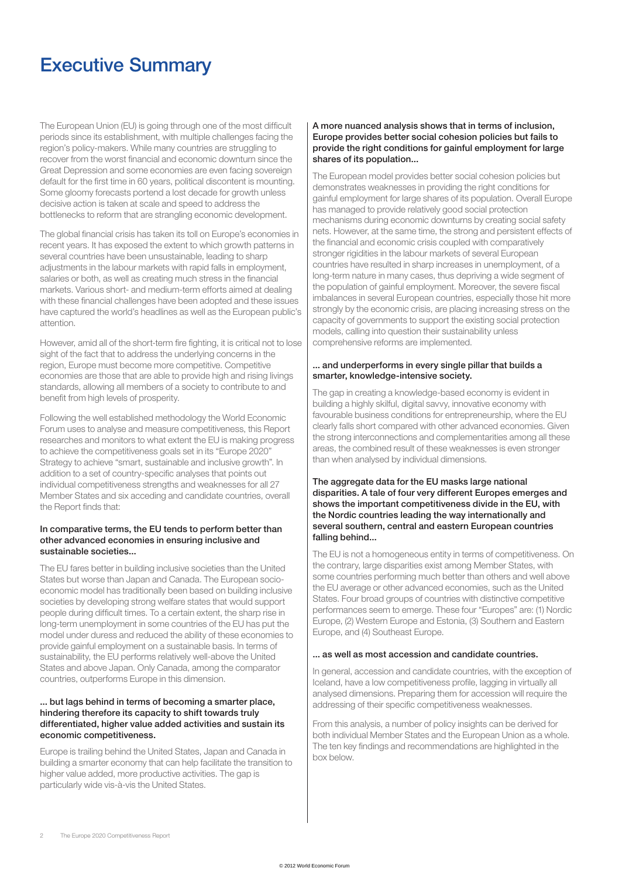# Executive Summary

The European Union (EU) is going through one of the most difficult periods since its establishment, with multiple challenges facing the region's policy-makers. While many countries are struggling to recover from the worst financial and economic downturn since the Great Depression and some economies are even facing sovereign default for the first time in 60 years, political discontent is mounting. Some gloomy forecasts portend a lost decade for growth unless decisive action is taken at scale and speed to address the bottlenecks to reform that are strangling economic development.

The global financial crisis has taken its toll on Europe's economies in recent years. It has exposed the extent to which growth patterns in several countries have been unsustainable, leading to sharp adjustments in the labour markets with rapid falls in employment, salaries or both, as well as creating much stress in the financial markets. Various short- and medium-term efforts aimed at dealing with these financial challenges have been adopted and these issues have captured the world's headlines as well as the European public's attention.

However, amid all of the short-term fire fighting, it is critical not to lose sight of the fact that to address the underlying concerns in the region, Europe must become more competitive. Competitive economies are those that are able to provide high and rising livings standards, allowing all members of a society to contribute to and benefit from high levels of prosperity.

Following the well established methodology the World Economic Forum uses to analyse and measure competitiveness, this Report researches and monitors to what extent the EU is making progress to achieve the competitiveness goals set in its "Europe 2020" Strategy to achieve "smart, sustainable and inclusive growth". In addition to a set of country-specific analyses that points out individual competitiveness strengths and weaknesses for all 27 Member States and six acceding and candidate countries, overall the Report finds that:

**In comparative terms, the EU tends to perform better than other advanced economies in ensuring inclusive and sustainable societies...**

The EU fares better in building inclusive societies than the United States but worse than Japan and Canada. The European socio-economic model has traditionally been based on building inclusive societies by developing strong welfare states that would support people during difficult times. To a certain extent, the sharp rise in long-term unemployment in some countries of the EU has put the model under duress and reduced the ability of these economies to provide gainful employment on a sustainable basis. In terms of sustainability, the EU performs relatively well-above the United States and above Japan. Only Canada, among the comparator countries, outperforms Europe in this dimension.

**... but lags behind in terms of becoming a smarter place, hindering therefore its capacity to shift towards truly differentiated, higher value added activities and sustain its economic competitiveness.**

Europe is trailing behind the United States, Japan and Canada in building a smarter economy that can help facilitate the transition to higher value added, more productive activities. The gap is particularly wide vis-à-vis the United States.

**A more nuanced analysis shows that in terms of inclusion, Europe provides better social cohesion policies but fails to provide the right conditions for gainful employment for large shares of its population...**

The European model provides better social cohesion policies but demonstrates weaknesses in providing the right conditions for gainful employment for large shares of its population. Overall Europe has managed to provide relatively good social protection mechanisms during economic downturns by creating social safety nets. However, at the same time, the strong and persistent effects of the financial and economic crisis coupled with comparatively stronger rigidities in the labour markets of several European countries have resulted in sharp increases in unemployment, of a long-term nature in many cases, thus depriving a wide segment of the population of gainful employment. Moreover, the severe fiscal imbalances in several European countries, especially those hit more strongly by the economic crisis, are placing increasing stress on the capacity of governments to support the existing social protection models, calling into question their sustainability unless comprehensive reforms are implemented.

**... and underperforms in every single pillar that builds a smarter, knowledge-intensive society.**

The gap in creating a knowledge-based economy is evident in building a highly skilful, digital savvy, innovative economy with favourable business conditions for entrepreneurship, where the EU clearly falls short compared with other advanced economies. Given the strong interconnections and complementarities among all these areas, the combined result of these weaknesses is even stronger than when analysed by individual dimensions.

**The aggregate data for the EU masks large national disparities. A tale of four very different Europes emerges and shows the important competitiveness divide in the EU, with the Nordic countries leading the way internationally and several southern, central and eastern European countries falling behind...**

The EU is not a homogeneous entity in terms of competitiveness. On the contrary, large disparities exist among Member States, with some countries performing much better than others and well above the EU average or other advanced economies, such as the United States. Four broad groups of countries with distinctive competitive performances seem to emerge. These four "Europes" are: (1) Nordic Europe, (2) Western Europe and Estonia, (3) Southern and Eastern Europe, and (4) Southeast Europe.

**... as well as most accession and candidate countries.**

In general, accession and candidate countries, with the exception of Iceland, have a low competitiveness profile, lagging in virtually all analysed dimensions. Preparing them for accession will require the addressing of their specific competitiveness weaknesses.

From this analysis, a number of policy insights can be derived for both individual Member States and the European Union as a whole. The ten key findings and recommendations are highlighted in the box below.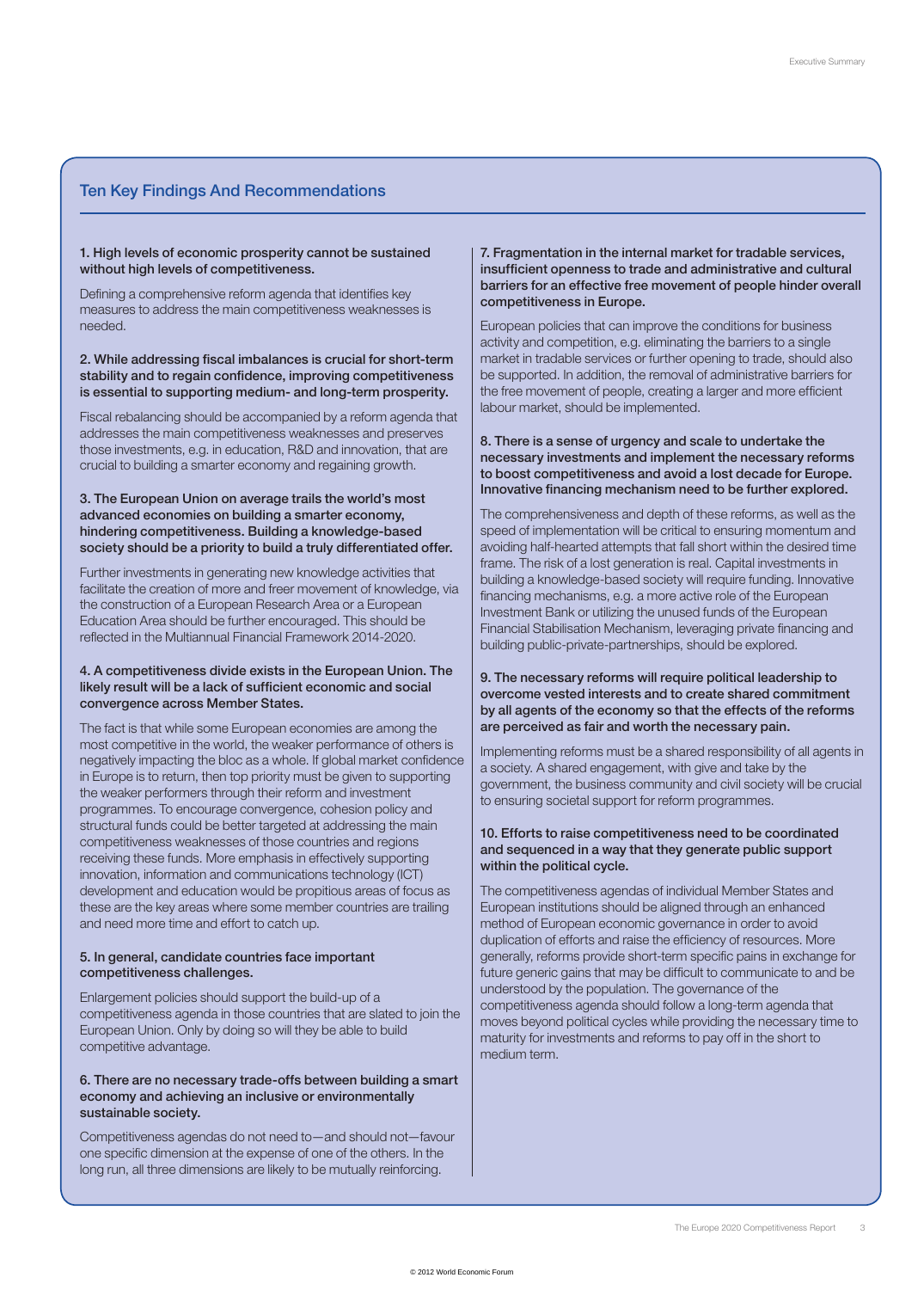## Ten Key Findings And Recommendations

**1. High levels of economic prosperity cannot be sustained without high levels of competitiveness.**

Defining a comprehensive reform agenda that identifies key measures to address the main competitiveness weaknesses is needed.

**2. While addressing fiscal imbalances is crucial for short-term stability and to regain confidence, improving competitiveness is essential to supporting medium- and long-term prosperity.**

Fiscal rebalancing should be accompanied by a reform agenda that addresses the main competitiveness weaknesses and preserves those investments, e.g. in education, R&D and innovation, that are crucial to building a smarter economy and regaining growth.

**3. The European Union on average trails the world's most advanced economies on building a smarter economy, hindering competitiveness. Building a knowledge-based society should be a priority to build a truly differentiated offer.**

Further investments in generating new knowledge activities that facilitate the creation of more and freer movement of knowledge, via the construction of a European Research Area or a European Education Area should be further encouraged. This should be reflected in the Multiannual Financial Framework 2014-2020.

**4. A competitiveness divide exists in the European Union. The likely result will be a lack of sufficient economic and social convergence across Member States.**

The fact is that while some European economies are among the most competitive in the world, the weaker performance of others is negatively impacting the bloc as a whole. If global market confidence in Europe is to return, then top priority must be given to supporting the weaker performers through their reform and investment programmes. To encourage convergence, cohesion policy and structural funds could be better targeted at addressing the main competitiveness weaknesses of those countries and regions receiving these funds. More emphasis in effectively supporting innovation, information and communications technology (ICT) development and education would be propitious areas of focus as these are the key areas where some member countries are trailing and need more time and effort to catch up.

**5. In general, candidate countries face important competitiveness challenges.**

Enlargement policies should support the build-up of a competitiveness agenda in those countries that are slated to join the European Union. Only by doing so will they be able to build competitive advantage.

**6. There are no necessary trade-offs between building a smart economy and achieving an inclusive or environmentally sustainable society.**

Competitiveness agendas do not need to—and should not—favour one specific dimension at the expense of one of the others. In the long run, all three dimensions are likely to be mutually reinforcing.

**7. Fragmentation in the internal market for tradable services, insufficient openness to trade and administrative and cultural barriers for an effective free movement of people hinder overall competitiveness in Europe.**

European policies that can improve the conditions for business activity and competition, e.g. eliminating the barriers to a single market in tradable services or further opening to trade, should also be supported. In addition, the removal of administrative barriers for the free movement of people, creating a larger and more efficient labour market, should be implemented.

**8. There is a sense of urgency and scale to undertake the necessary investments and implement the necessary reforms to boost competitiveness and avoid a lost decade for Europe. Innovative financing mechanism need to be further explored.**

The comprehensiveness and depth of these reforms, as well as the speed of implementation will be critical to ensuring momentum and avoiding half-hearted attempts that fall short within the desired time frame. The risk of a lost generation is real. Capital investments in building a knowledge-based society will require funding. Innovative financing mechanisms, e.g. a more active role of the European Investment Bank or utilizing the unused funds of the European Financial Stabilisation Mechanism, leveraging private financing and building public-private-partnerships, should be explored.

**9. The necessary reforms will require political leadership to overcome vested interests and to create shared commitment by all agents of the economy so that the effects of the reforms are perceived as fair and worth the necessary pain.**

Implementing reforms must be a shared responsibility of all agents in a society. A shared engagement, with give and take by the government, the business community and civil society will be crucial to ensuring societal support for reform programmes.

**10. Efforts to raise competitiveness need to be coordinated and sequenced in a way that they generate public support within the political cycle.**

The competitiveness agendas of individual Member States and European institutions should be aligned through an enhanced method of European economic governance in order to avoid duplication of efforts and raise the efficiency of resources. More generally, reforms provide short-term specific pains in exchange for future generic gains that may be difficult to communicate to and be understood by the population. The governance of the competitiveness agenda should follow a long-term agenda that moves beyond political cycles while providing the necessary time to maturity for investments and reforms to pay off in the short to medium term.